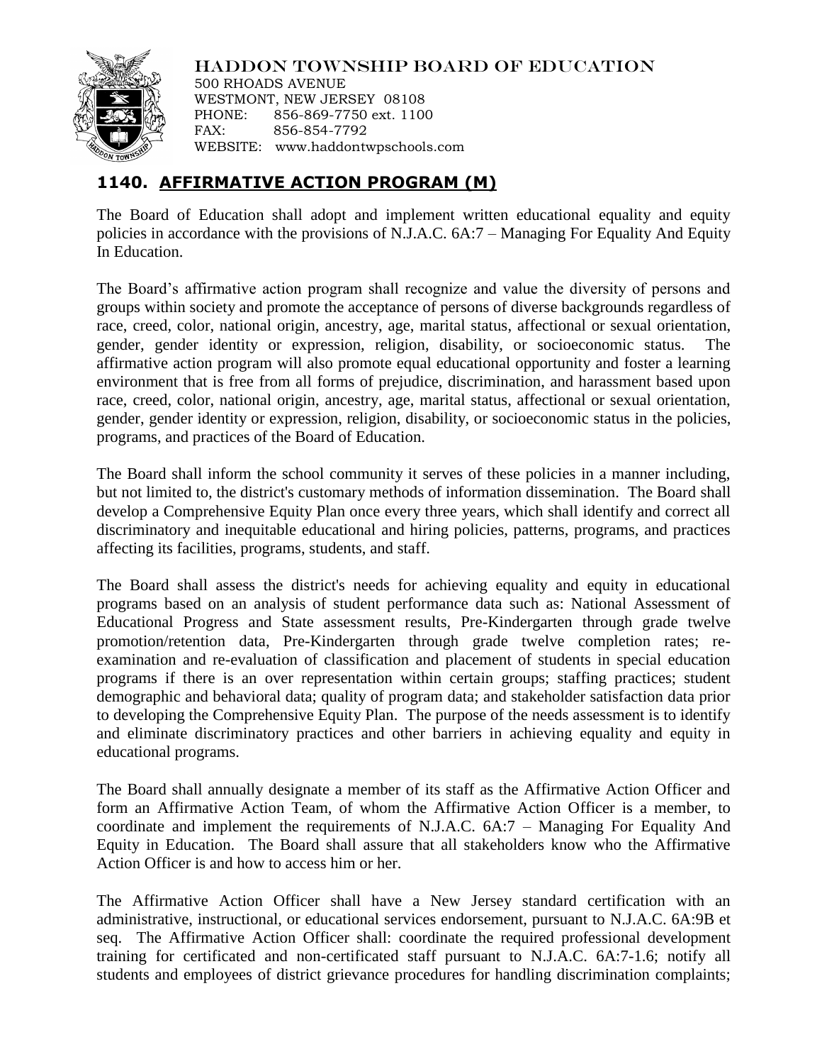HADDON TOWNSHIP BOARD OF EDUCATION

500 RHOADS AVENUE
WESTMONT, NEW JERSEY 08108
PHONE: 856-869-7750 ext. 1100
FAX: 856-854-7792
WEBSITE: www.haddontwpschools.com

## 1140. AFFIRMATIVE ACTION PROGRAM (M)

The Board of Education shall adopt and implement written educational equality and equity policies in accordance with the provisions of N.J.A.C. 6A:7 – Managing For Equality And Equity In Education.

The Board's affirmative action program shall recognize and value the diversity of persons and groups within society and promote the acceptance of persons of diverse backgrounds regardless of race, creed, color, national origin, ancestry, age, marital status, affectional or sexual orientation, gender, gender identity or expression, religion, disability, or socioeconomic status. The affirmative action program will also promote equal educational opportunity and foster a learning environment that is free from all forms of prejudice, discrimination, and harassment based upon race, creed, color, national origin, ancestry, age, marital status, affectional or sexual orientation, gender, gender identity or expression, religion, disability, or socioeconomic status in the policies, programs, and practices of the Board of Education.

The Board shall inform the school community it serves of these policies in a manner including, but not limited to, the district's customary methods of information dissemination. The Board shall develop a Comprehensive Equity Plan once every three years, which shall identify and correct all discriminatory and inequitable educational and hiring policies, patterns, programs, and practices affecting its facilities, programs, students, and staff.

The Board shall assess the district's needs for achieving equality and equity in educational programs based on an analysis of student performance data such as: National Assessment of Educational Progress and State assessment results, Pre-Kindergarten through grade twelve promotion/retention data, Pre-Kindergarten through grade twelve completion rates; re-examination and re-evaluation of classification and placement of students in special education programs if there is an over representation within certain groups; staffing practices; student demographic and behavioral data; quality of program data; and stakeholder satisfaction data prior to developing the Comprehensive Equity Plan. The purpose of the needs assessment is to identify and eliminate discriminatory practices and other barriers in achieving equality and equity in educational programs.

The Board shall annually designate a member of its staff as the Affirmative Action Officer and form an Affirmative Action Team, of whom the Affirmative Action Officer is a member, to coordinate and implement the requirements of N.J.A.C. 6A:7 – Managing For Equality And Equity in Education. The Board shall assure that all stakeholders know who the Affirmative Action Officer is and how to access him or her.

The Affirmative Action Officer shall have a New Jersey standard certification with an administrative, instructional, or educational services endorsement, pursuant to N.J.A.C. 6A:9B et seq. The Affirmative Action Officer shall: coordinate the required professional development training for certificated and non-certificated staff pursuant to N.J.A.C. 6A:7-1.6; notify all students and employees of district grievance procedures for handling discrimination complaints;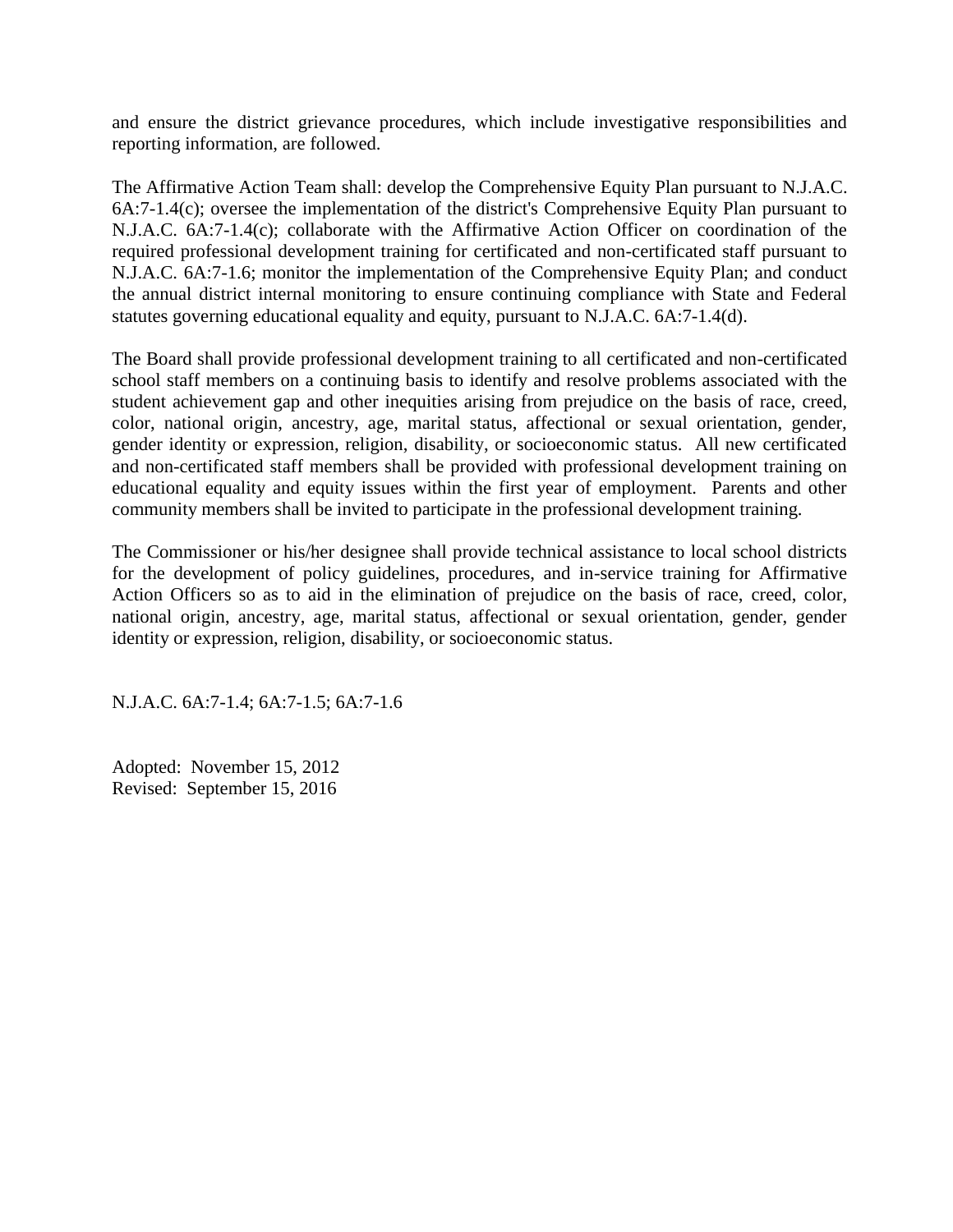and ensure the district grievance procedures, which include investigative responsibilities and reporting information, are followed.

The Affirmative Action Team shall: develop the Comprehensive Equity Plan pursuant to N.J.A.C. 6A:7-1.4(c); oversee the implementation of the district's Comprehensive Equity Plan pursuant to N.J.A.C. 6A:7-1.4(c); collaborate with the Affirmative Action Officer on coordination of the required professional development training for certificated and non-certificated staff pursuant to N.J.A.C. 6A:7-1.6; monitor the implementation of the Comprehensive Equity Plan; and conduct the annual district internal monitoring to ensure continuing compliance with State and Federal statutes governing educational equality and equity, pursuant to N.J.A.C. 6A:7-1.4(d).

The Board shall provide professional development training to all certificated and non-certificated school staff members on a continuing basis to identify and resolve problems associated with the student achievement gap and other inequities arising from prejudice on the basis of race, creed, color, national origin, ancestry, age, marital status, affectional or sexual orientation, gender, gender identity or expression, religion, disability, or socioeconomic status. All new certificated and non-certificated staff members shall be provided with professional development training on educational equality and equity issues within the first year of employment. Parents and other community members shall be invited to participate in the professional development training.

The Commissioner or his/her designee shall provide technical assistance to local school districts for the development of policy guidelines, procedures, and in-service training for Affirmative Action Officers so as to aid in the elimination of prejudice on the basis of race, creed, color, national origin, ancestry, age, marital status, affectional or sexual orientation, gender, gender identity or expression, religion, disability, or socioeconomic status.

N.J.A.C. 6A:7-1.4; 6A:7-1.5; 6A:7-1.6

Adopted: November 15, 2012
Revised: September 15, 2016